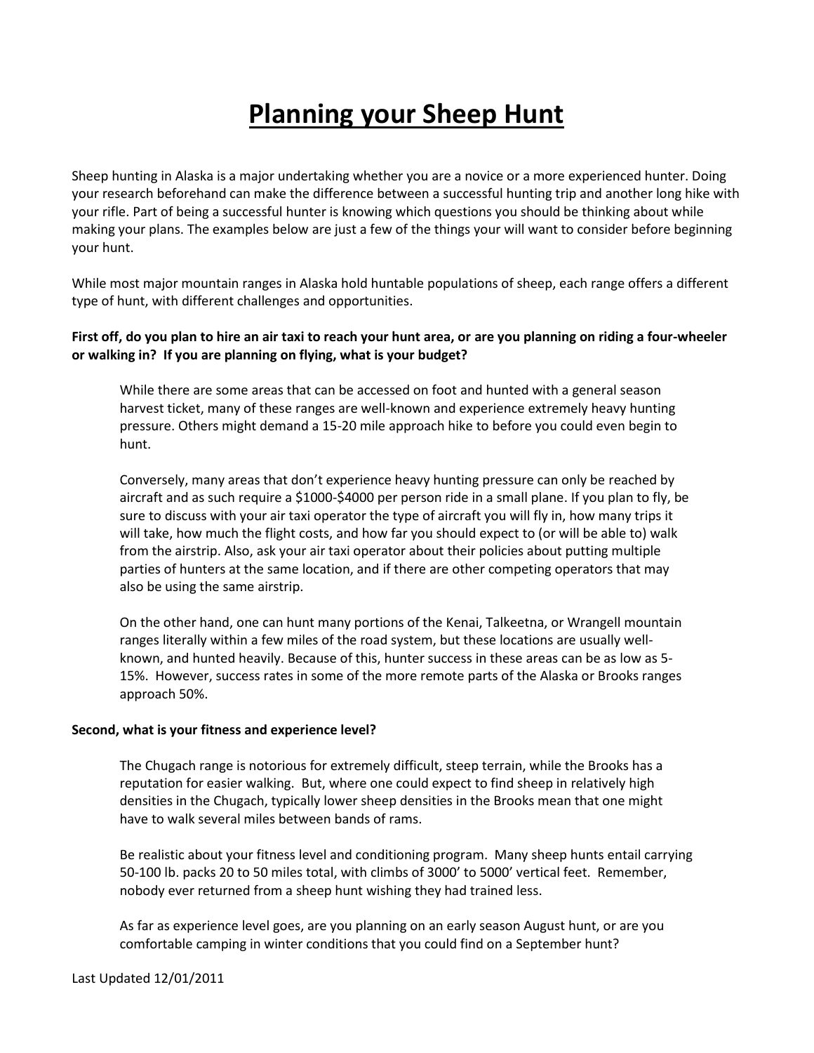# Planning your Sheep Hunt

Sheep hunting in Alaska is a major undertaking whether you are a novice or a more experienced hunter. Doing your research beforehand can make the difference between a successful hunting trip and another long hike with your rifle. Part of being a successful hunter is knowing which questions you should be thinking about while making your plans. The examples below are just a few of the things your will want to consider before beginning your hunt.

While most major mountain ranges in Alaska hold huntable populations of sheep, each range offers a different type of hunt, with different challenges and opportunities.

**First off, do you plan to hire an air taxi to reach your hunt area, or are you planning on riding a four-wheeler or walking in? If you are planning on flying, what is your budget?**

While there are some areas that can be accessed on foot and hunted with a general season harvest ticket, many of these ranges are well-known and experience extremely heavy hunting pressure. Others might demand a 15-20 mile approach hike to before you could even begin to hunt.

Conversely, many areas that don't experience heavy hunting pressure can only be reached by aircraft and as such require a $1000-$4000 per person ride in a small plane. If you plan to fly, be sure to discuss with your air taxi operator the type of aircraft you will fly in, how many trips it will take, how much the flight costs, and how far you should expect to (or will be able to) walk from the airstrip. Also, ask your air taxi operator about their policies about putting multiple parties of hunters at the same location, and if there are other competing operators that may also be using the same airstrip.

On the other hand, one can hunt many portions of the Kenai, Talkeetna, or Wrangell mountain ranges literally within a few miles of the road system, but these locations are usually well-known, and hunted heavily. Because of this, hunter success in these areas can be as low as 5-15%. However, success rates in some of the more remote parts of the Alaska or Brooks ranges approach 50%.

**Second, what is your fitness and experience level?**

The Chugach range is notorious for extremely difficult, steep terrain, while the Brooks has a reputation for easier walking. But, where one could expect to find sheep in relatively high densities in the Chugach, typically lower sheep densities in the Brooks mean that one might have to walk several miles between bands of rams.

Be realistic about your fitness level and conditioning program. Many sheep hunts entail carrying 50-100 lb. packs 20 to 50 miles total, with climbs of 3000' to 5000' vertical feet. Remember, nobody ever returned from a sheep hunt wishing they had trained less.

As far as experience level goes, are you planning on an early season August hunt, or are you comfortable camping in winter conditions that you could find on a September hunt?

Last Updated 12/01/2011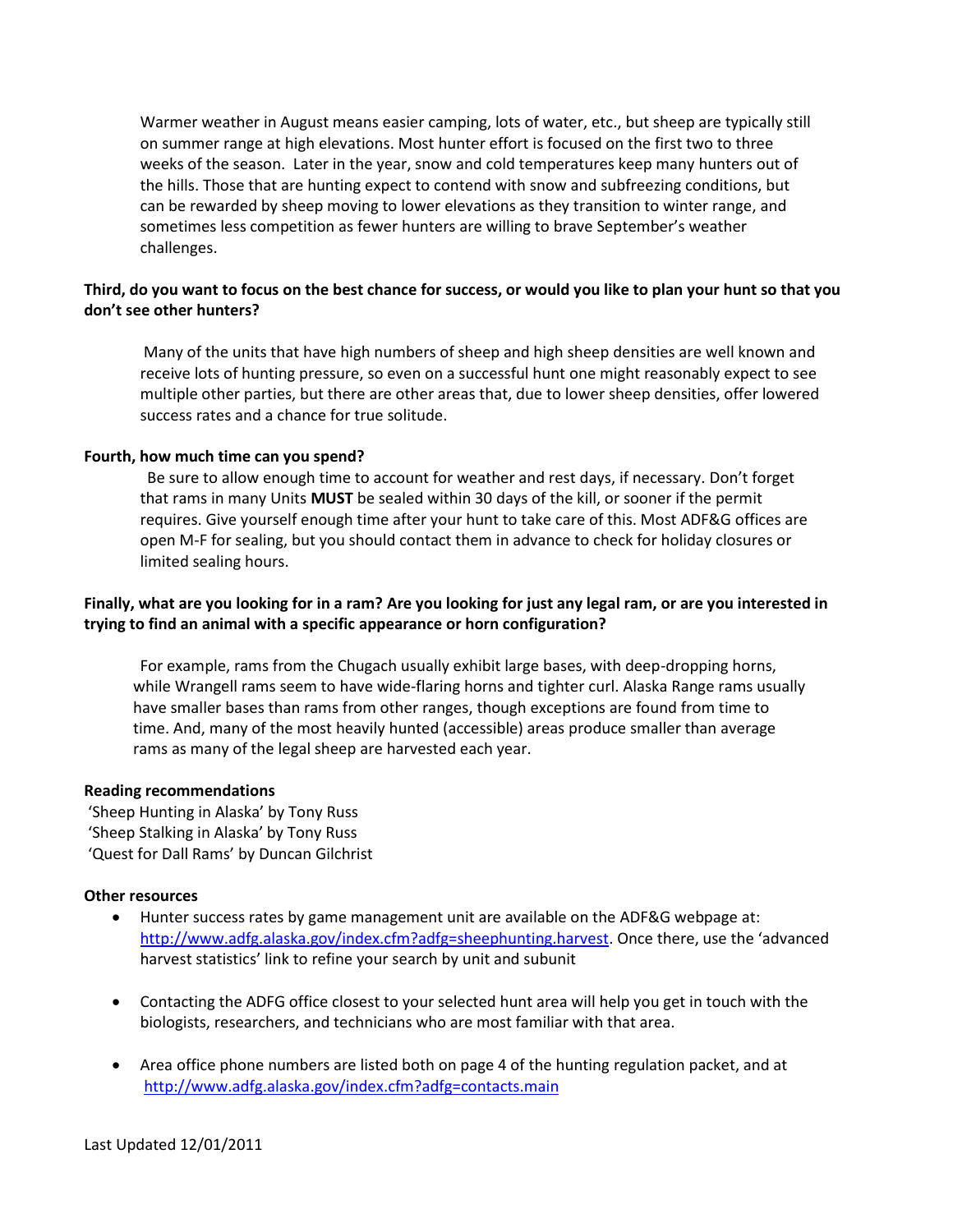Warmer weather in August means easier camping, lots of water, etc., but sheep are typically still on summer range at high elevations. Most hunter effort is focused on the first two to three weeks of the season. Later in the year, snow and cold temperatures keep many hunters out of the hills. Those that are hunting expect to contend with snow and subfreezing conditions, but can be rewarded by sheep moving to lower elevations as they transition to winter range, and sometimes less competition as fewer hunters are willing to brave September's weather challenges.

**Third, do you want to focus on the best chance for success, or would you like to plan your hunt so that you don't see other hunters?**

Many of the units that have high numbers of sheep and high sheep densities are well known and receive lots of hunting pressure, so even on a successful hunt one might reasonably expect to see multiple other parties, but there are other areas that, due to lower sheep densities, offer lowered success rates and a chance for true solitude.

**Fourth, how much time can you spend?**

Be sure to allow enough time to account for weather and rest days, if necessary. Don't forget that rams in many Units **MUST** be sealed within 30 days of the kill, or sooner if the permit requires. Give yourself enough time after your hunt to take care of this. Most ADF&G offices are open M-F for sealing, but you should contact them in advance to check for holiday closures or limited sealing hours.

**Finally, what are you looking for in a ram? Are you looking for just any legal ram, or are you interested in trying to find an animal with a specific appearance or horn configuration?**

For example, rams from the Chugach usually exhibit large bases, with deep-dropping horns, while Wrangell rams seem to have wide-flaring horns and tighter curl. Alaska Range rams usually have smaller bases than rams from other ranges, though exceptions are found from time to time. And, many of the most heavily hunted (accessible) areas produce smaller than average rams as many of the legal sheep are harvested each year.

**Reading recommendations**

'Sheep Hunting in Alaska' by Tony Russ
'Sheep Stalking in Alaska' by Tony Russ
'Quest for Dall Rams' by Duncan Gilchrist

**Other resources**

- Hunter success rates by game management unit are available on the ADF&G webpage at: http://www.adfg.alaska.gov/index.cfm?adfg=sheephunting.harvest. Once there, use the 'advanced harvest statistics' link to refine your search by unit and subunit

- Contacting the ADFG office closest to your selected hunt area will help you get in touch with the biologists, researchers, and technicians who are most familiar with that area.

- Area office phone numbers are listed both on page 4 of the hunting regulation packet, and at http://www.adfg.alaska.gov/index.cfm?adfg=contacts.main

Last Updated 12/01/2011